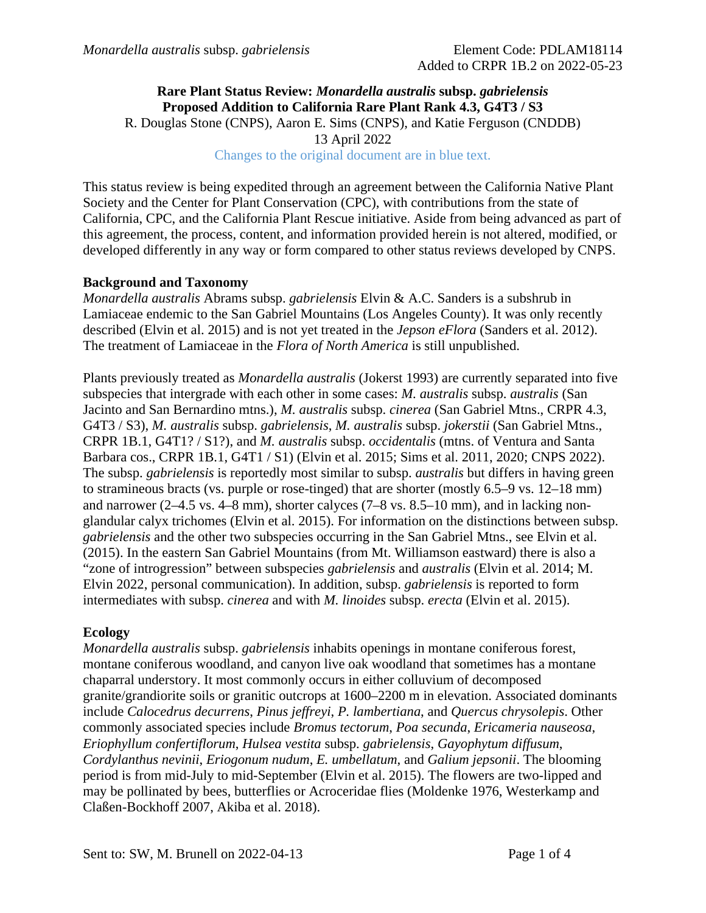*Monardella australis* subsp. *gabrielensis* Element Code: PDLAM18114
Added to CRPR 1B.2 on 2022-05-23

**Rare Plant Status Review: *Monardella australis* subsp. *gabrielensis***
**Proposed Addition to California Rare Plant Rank 4.3, G4T3 / S3**

R. Douglas Stone (CNPS), Aaron E. Sims (CNPS), and Katie Ferguson (CNDDB)
13 April 2022

Changes to the original document are in blue text.

This status review is being expedited through an agreement between the California Native Plant Society and the Center for Plant Conservation (CPC), with contributions from the state of California, CPC, and the California Plant Rescue initiative. Aside from being advanced as part of this agreement, the process, content, and information provided herein is not altered, modified, or developed differently in any way or form compared to other status reviews developed by CNPS.

**Background and Taxonomy**

*Monardella australis* Abrams subsp. *gabrielensis* Elvin & A.C. Sanders is a subshrub in Lamiaceae endemic to the San Gabriel Mountains (Los Angeles County). It was only recently described (Elvin et al. 2015) and is not yet treated in the *Jepson eFlora* (Sanders et al. 2012). The treatment of Lamiaceae in the *Flora of North America* is still unpublished.

Plants previously treated as *Monardella australis* (Jokerst 1993) are currently separated into five subspecies that intergrade with each other in some cases: *M. australis* subsp. *australis* (San Jacinto and San Bernardino mtns.), *M. australis* subsp. *cinerea* (San Gabriel Mtns., CRPR 4.3, G4T3 / S3), *M. australis* subsp. *gabrielensis*, *M. australis* subsp. *jokerstii* (San Gabriel Mtns., CRPR 1B.1, G4T1? / S1?), and *M. australis* subsp. *occidentalis* (mtns. of Ventura and Santa Barbara cos., CRPR 1B.1, G4T1 / S1) (Elvin et al. 2015; Sims et al. 2011, 2020; CNPS 2022). The subsp. *gabrielensis* is reportedly most similar to subsp. *australis* but differs in having green to stramineous bracts (vs. purple or rose-tinged) that are shorter (mostly 6.5–9 vs. 12–18 mm) and narrower (2–4.5 vs. 4–8 mm), shorter calyces (7–8 vs. 8.5–10 mm), and in lacking non-glandular calyx trichomes (Elvin et al. 2015). For information on the distinctions between subsp. *gabrielensis* and the other two subspecies occurring in the San Gabriel Mtns., see Elvin et al. (2015). In the eastern San Gabriel Mountains (from Mt. Williamson eastward) there is also a "zone of introgression" between subspecies *gabrielensis* and *australis* (Elvin et al. 2014; M. Elvin 2022, personal communication). In addition, subsp. *gabrielensis* is reported to form intermediates with subsp. *cinerea* and with *M. linoides* subsp. *erecta* (Elvin et al. 2015).

**Ecology**

*Monardella australis* subsp. *gabrielensis* inhabits openings in montane coniferous forest, montane coniferous woodland, and canyon live oak woodland that sometimes has a montane chaparral understory. It most commonly occurs in either colluvium of decomposed granite/grandiorite soils or granitic outcrops at 1600–2200 m in elevation. Associated dominants include *Calocedrus decurrens*, *Pinus jeffreyi*, *P. lambertiana*, and *Quercus chrysolepis*. Other commonly associated species include *Bromus tectorum*, *Poa secunda*, *Ericameria nauseosa*, *Eriophyllum confertiflorum*, *Hulsea vestita* subsp. *gabrielensis*, *Gayophytum diffusum*, *Cordylanthus nevinii*, *Eriogonum nudum*, *E. umbellatum*, and *Galium jepsonii*. The blooming period is from mid-July to mid-September (Elvin et al. 2015). The flowers are two-lipped and may be pollinated by bees, butterflies or Acroceridae flies (Moldenke 1976, Westerkamp and Claßen-Bockhoff 2007, Akiba et al. 2018).

Sent to: SW, M. Brunell on 2022-04-13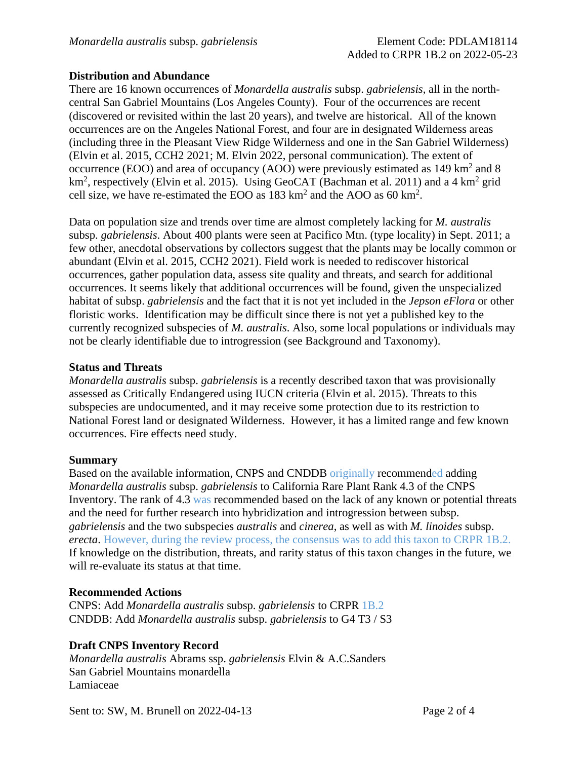### Distribution and Abundance

There are 16 known occurrences of *Monardella australis* subsp. *gabrielensis*, all in the north-central San Gabriel Mountains (Los Angeles County). Four of the occurrences are recent (discovered or revisited within the last 20 years), and twelve are historical. All of the known occurrences are on the Angeles National Forest, and four are in designated Wilderness areas (including three in the Pleasant View Ridge Wilderness and one in the San Gabriel Wilderness) (Elvin et al. 2015, CCH2 2021; M. Elvin 2022, personal communication). The extent of occurrence (EOO) and area of occupancy (AOO) were previously estimated as 149 $km^2$ and 8 $km^2$, respectively (Elvin et al. 2015). Using GeoCAT (Bachman et al. 2011) and a 4 $km^2$ grid cell size, we have re-estimated the EOO as 183 $km^2$ and the AOO as 60 $km^2$.

Data on population size and trends over time are almost completely lacking for *M. australis* subsp. *gabrielensis*. About 400 plants were seen at Pacifico Mtn. (type locality) in Sept. 2011; a few other, anecdotal observations by collectors suggest that the plants may be locally common or abundant (Elvin et al. 2015, CCH2 2021). Field work is needed to rediscover historical occurrences, gather population data, assess site quality and threats, and search for additional occurrences. It seems likely that additional occurrences will be found, given the unspecialized habitat of subsp. *gabrielensis* and the fact that it is not yet included in the *Jepson eFlora* or other floristic works. Identification may be difficult since there is not yet a published key to the currently recognized subspecies of *M. australis*. Also, some local populations or individuals may not be clearly identifiable due to introgression (see Background and Taxonomy).

### Status and Threats

*Monardella australis* subsp. *gabrielensis* is a recently described taxon that was provisionally assessed as Critically Endangered using IUCN criteria (Elvin et al. 2015). Threats to this subspecies are undocumented, and it may receive some protection due to its restriction to National Forest land or designated Wilderness. However, it has a limited range and few known occurrences. Fire effects need study.

### Summary

Based on the available information, CNPS and CNDDB originally recommended adding *Monardella australis* subsp. *gabrielensis* to California Rare Plant Rank 4.3 of the CNPS Inventory. The rank of 4.3 was recommended based on the lack of any known or potential threats and the need for further research into hybridization and introgression between subsp. *gabrielensis* and the two subspecies *australis* and *cinerea*, as well as with *M. linoides* subsp. *erecta*. However, during the review process, the consensus was to add this taxon to CRPR 1B.2. If knowledge on the distribution, threats, and rarity status of this taxon changes in the future, we will re-evaluate its status at that time.

### Recommended Actions

CNPS: Add *Monardella australis* subsp. *gabrielensis* to CRPR 1B.2
CNDDB: Add *Monardella australis* subsp. *gabrielensis* to G4 T3 / S3

### Draft CNPS Inventory Record

*Monardella australis* Abrams ssp. *gabrielensis* Elvin & A.C.Sanders
San Gabriel Mountains monardella
Lamiaceae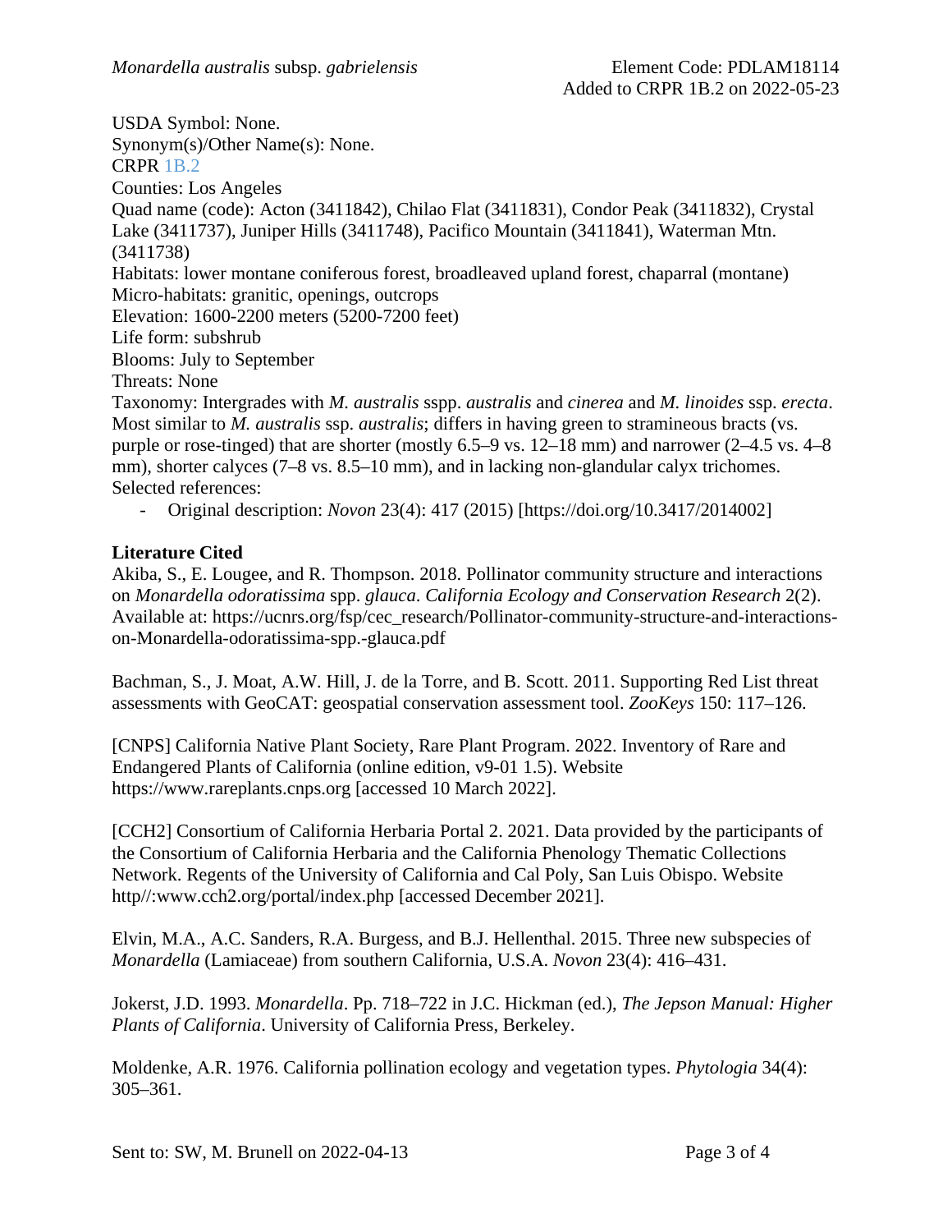*Monardella australis* subsp. *gabrielensis*

Element Code: PDLAM18114
Added to CRPR 1B.2 on 2022-05-23

USDA Symbol: None.
Synonym(s)/Other Name(s): None.
CRPR 1B.2
Counties: Los Angeles
Quad name (code): Acton (3411842), Chilao Flat (3411831), Condor Peak (3411832), Crystal Lake (3411737), Juniper Hills (3411748), Pacifico Mountain (3411841), Waterman Mtn. (3411738)
Habitats: lower montane coniferous forest, broadleaved upland forest, chaparral (montane)
Micro-habitats: granitic, openings, outcrops
Elevation: 1600-2200 meters (5200-7200 feet)
Life form: subshrub
Blooms: July to September
Threats: None
Taxonomy: Intergrades with *M. australis* sspp. *australis* and *cinerea* and *M. linoides* ssp. *erecta*. Most similar to *M. australis* ssp. *australis*; differs in having green to stramineous bracts (vs. purple or rose-tinged) that are shorter (mostly 6.5–9 vs. 12–18 mm) and narrower (2–4.5 vs. 4–8 mm), shorter calyces (7–8 vs. 8.5–10 mm), and in lacking non-glandular calyx trichomes.
Selected references:

- Original description: *Novon* 23(4): 417 (2015) [https://doi.org/10.3417/2014002]

**Literature Cited**

Akiba, S., E. Lougee, and R. Thompson. 2018. Pollinator community structure and interactions on *Monardella odoratissima* spp. *glauca*. *California Ecology and Conservation Research* 2(2). Available at: https://ucnrs.org/fsp/cec_research/Pollinator-community-structure-and-interactions-on-Monardella-odoratissima-spp.-glauca.pdf

Bachman, S., J. Moat, A.W. Hill, J. de la Torre, and B. Scott. 2011. Supporting Red List threat assessments with GeoCAT: geospatial conservation assessment tool. *ZooKeys* 150: 117–126.

[CNPS] California Native Plant Society, Rare Plant Program. 2022. Inventory of Rare and Endangered Plants of California (online edition, v9-01 1.5). Website https://www.rareplants.cnps.org [accessed 10 March 2022].

[CCH2] Consortium of California Herbaria Portal 2. 2021. Data provided by the participants of the Consortium of California Herbaria and the California Phenology Thematic Collections Network. Regents of the University of California and Cal Poly, San Luis Obispo. Website http//:www.cch2.org/portal/index.php [accessed December 2021].

Elvin, M.A., A.C. Sanders, R.A. Burgess, and B.J. Hellenthal. 2015. Three new subspecies of *Monardella* (Lamiaceae) from southern California, U.S.A. *Novon* 23(4): 416–431.

Jokerst, J.D. 1993. *Monardella*. Pp. 718–722 in J.C. Hickman (ed.), *The Jepson Manual: Higher Plants of California*. University of California Press, Berkeley.

Moldenke, A.R. 1976. California pollination ecology and vegetation types. *Phytologia* 34(4): 305–361.

Sent to: SW, M. Brunell on 2022-04-13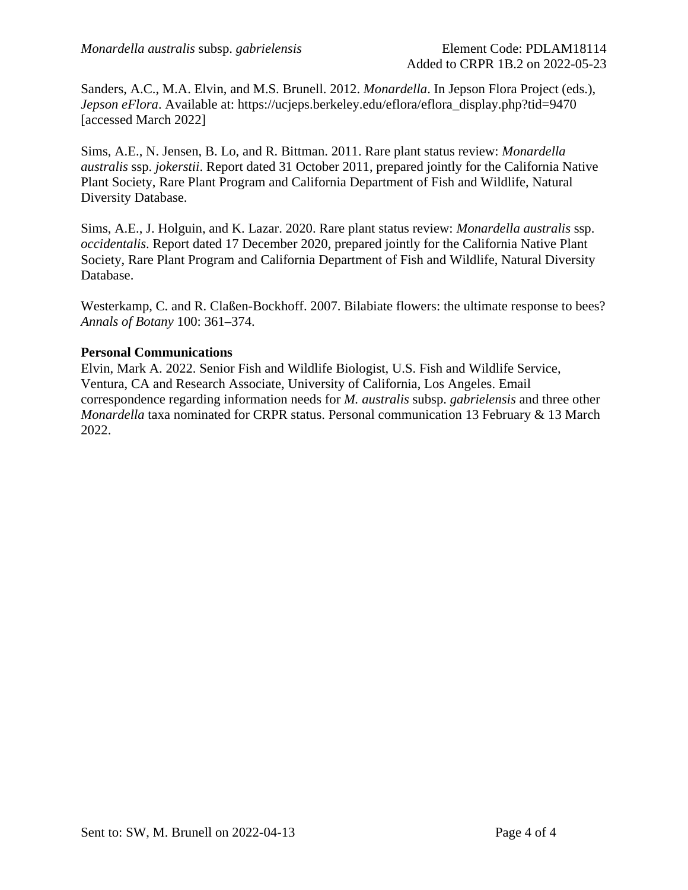Sanders, A.C., M.A. Elvin, and M.S. Brunell. 2012. *Monardella*. In Jepson Flora Project (eds.), *Jepson eFlora*. Available at: https://ucjeps.berkeley.edu/eflora/eflora_display.php?tid=9470 [accessed March 2022]

Sims, A.E., N. Jensen, B. Lo, and R. Bittman. 2011. Rare plant status review: *Monardella australis* ssp. *jokerstii*. Report dated 31 October 2011, prepared jointly for the California Native Plant Society, Rare Plant Program and California Department of Fish and Wildlife, Natural Diversity Database.

Sims, A.E., J. Holguin, and K. Lazar. 2020. Rare plant status review: *Monardella australis* ssp. *occidentalis*. Report dated 17 December 2020, prepared jointly for the California Native Plant Society, Rare Plant Program and California Department of Fish and Wildlife, Natural Diversity Database.

Westerkamp, C. and R. Claßen-Bockhoff. 2007. Bilabiate flowers: the ultimate response to bees? *Annals of Botany* 100: 361–374.

**Personal Communications**

Elvin, Mark A. 2022. Senior Fish and Wildlife Biologist, U.S. Fish and Wildlife Service, Ventura, CA and Research Associate, University of California, Los Angeles. Email correspondence regarding information needs for *M. australis* subsp. *gabrielensis* and three other *Monardella* taxa nominated for CRPR status. Personal communication 13 February & 13 March 2022.